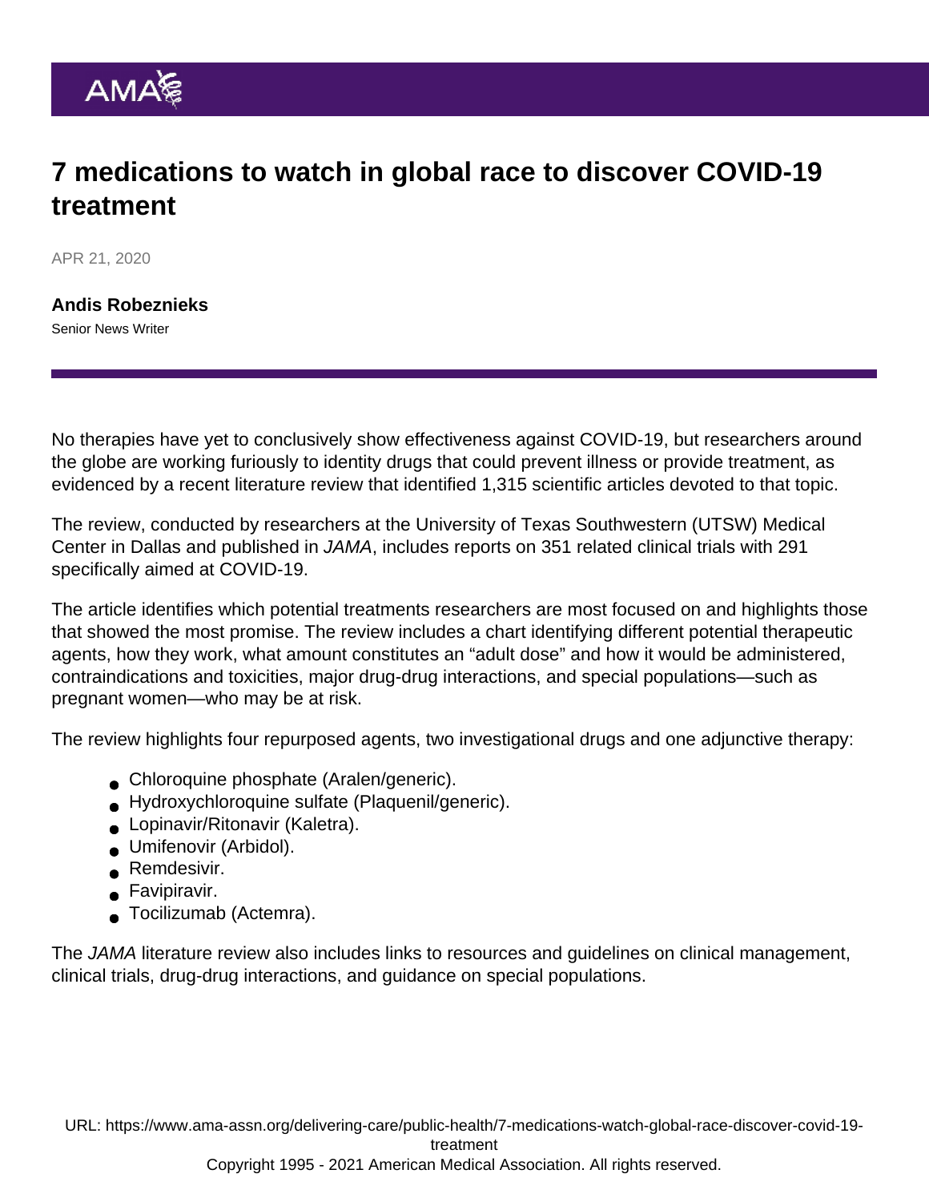# 7 medications to watch in global race to discover COVID-19 treatment

APR 21, 2020

**Andis Robeznieks**
Senior News Writer

No therapies have yet to conclusively show effectiveness against COVID-19, but researchers around the globe are working furiously to identity drugs that could prevent illness or provide treatment, as evidenced by a recent literature review that identified 1,315 scientific articles devoted to that topic.

The review, conducted by researchers at the University of Texas Southwestern (UTSW) Medical Center in Dallas and published in *JAMA*, includes reports on 351 related clinical trials with 291 specifically aimed at COVID-19.

The article identifies which potential treatments researchers are most focused on and highlights those that showed the most promise. The review includes a chart identifying different potential therapeutic agents, how they work, what amount constitutes an "adult dose" and how it would be administered, contraindications and toxicities, major drug-drug interactions, and special populations—such as pregnant women—who may be at risk.

The review highlights four repurposed agents, two investigational drugs and one adjunctive therapy:

- Chloroquine phosphate (Aralen/generic).
- Hydroxychloroquine sulfate (Plaquenil/generic).
- Lopinavir/Ritonavir (Kaletra).
- Umifenovir (Arbidol).
- Remdesivir.
- Favipiravir.
- Tocilizumab (Actemra).

The *JAMA* literature review also includes links to resources and guidelines on clinical management, clinical trials, drug-drug interactions, and guidance on special populations.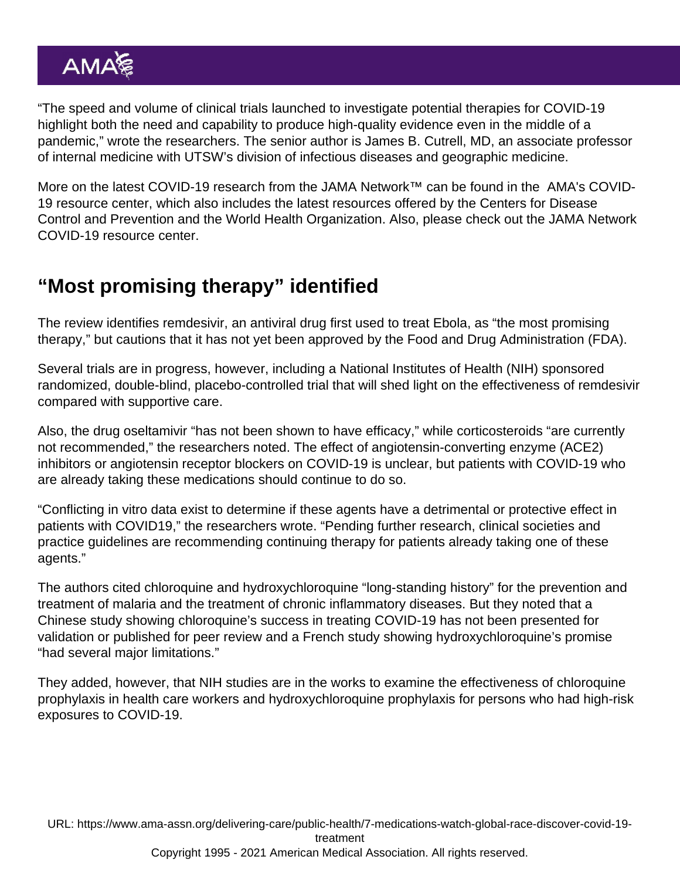“The speed and volume of clinical trials launched to investigate potential therapies for COVID-19 highlight both the need and capability to produce high-quality evidence even in the middle of a pandemic,” wrote the researchers. The senior author is James B. Cutrell, MD, an associate professor of internal medicine with UTSW’s division of infectious diseases and geographic medicine.

More on the latest COVID-19 research from the JAMA Network™ can be found in the AMA's COVID-19 resource center, which also includes the latest resources offered by the Centers for Disease Control and Prevention and the World Health Organization. Also, please check out the JAMA Network COVID-19 resource center.

## “Most promising therapy” identified

The review identifies remdesivir, an antiviral drug first used to treat Ebola, as “the most promising therapy,” but cautions that it has not yet been approved by the Food and Drug Administration (FDA).

Several trials are in progress, however, including a National Institutes of Health (NIH) sponsored randomized, double-blind, placebo-controlled trial that will shed light on the effectiveness of remdesivir compared with supportive care.

Also, the drug oseltamivir “has not been shown to have efficacy,” while corticosteroids “are currently not recommended,” the researchers noted. The effect of angiotensin-converting enzyme (ACE2) inhibitors or angiotensin receptor blockers on COVID-19 is unclear, but patients with COVID-19 who are already taking these medications should continue to do so.

“Conflicting in vitro data exist to determine if these agents have a detrimental or protective effect in patients with COVID19,” the researchers wrote. “Pending further research, clinical societies and practice guidelines are recommending continuing therapy for patients already taking one of these agents.”

The authors cited chloroquine and hydroxychloroquine “long-standing history” for the prevention and treatment of malaria and the treatment of chronic inflammatory diseases. But they noted that a Chinese study showing chloroquine’s success in treating COVID-19 has not been presented for validation or published for peer review and a French study showing hydroxychloroquine’s promise “had several major limitations.”

They added, however, that NIH studies are in the works to examine the effectiveness of chloroquine prophylaxis in health care workers and hydroxychloroquine prophylaxis for persons who had high-risk exposures to COVID-19.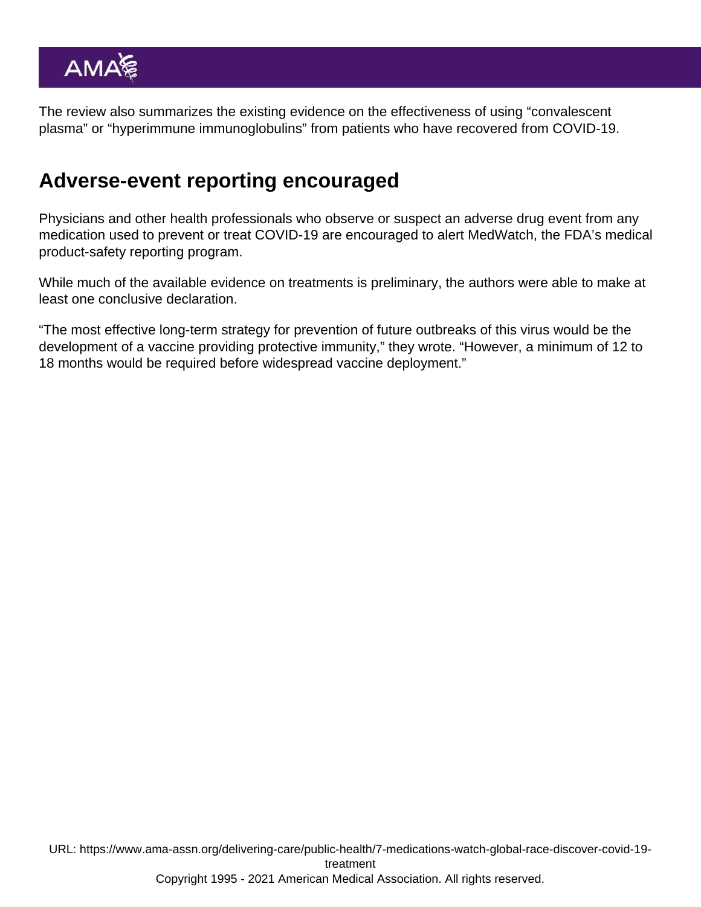The review also summarizes the existing evidence on the effectiveness of using “convalescent plasma” or “hyperimmune immunoglobulins” from patients who have recovered from COVID-19.

## Adverse-event reporting encouraged

Physicians and other health professionals who observe or suspect an adverse drug event from any medication used to prevent or treat COVID-19 are encouraged to alert MedWatch, the FDA’s medical product-safety reporting program.

While much of the available evidence on treatments is preliminary, the authors were able to make at least one conclusive declaration.

“The most effective long-term strategy for prevention of future outbreaks of this virus would be the development of a vaccine providing protective immunity,” they wrote. “However, a minimum of 12 to 18 months would be required before widespread vaccine deployment.”